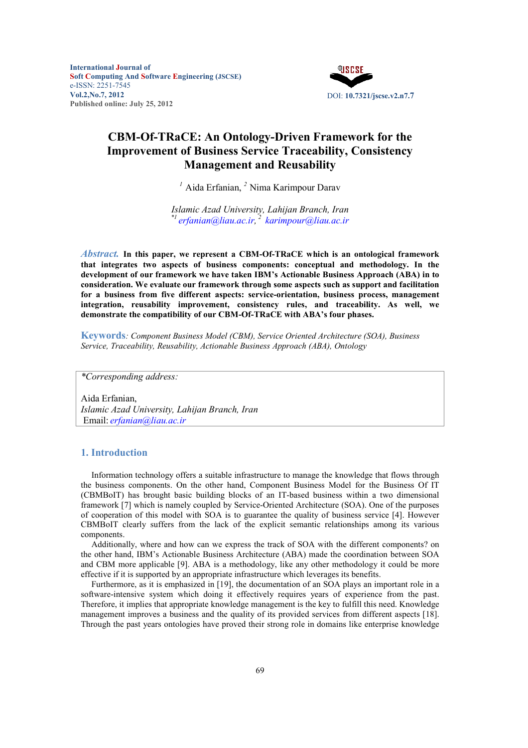# CBM-Of-TRaCE: An Ontology-Driven Framework for the Improvement of Business Service Traceability, Consistency Management and Reusability

[1] Aida Erfanian, [2] Nima Karimpour Darav

*Islamic Azad University, Lahijan Branch, Iran*
[*1] *erfanian@liau.ac.ir,* [2] *karimpour@liau.ac.ir*

*Abstract.* **In this paper, we represent a CBM-Of-TRaCE which is an ontological framework that integrates two aspects of business components: conceptual and methodology. In the development of our framework we have taken IBM's Actionable Business Approach (ABA) in to consideration. We evaluate our framework through some aspects such as support and facilitation for a business from five different aspects: service-orientation, business process, management integration, reusability improvement, consistency rules, and traceability. As well, we demonstrate the compatibility of our CBM-Of-TRaCE with ABA's four phases.**

**Keywords**: *Component Business Model (CBM), Service Oriented Architecture (SOA), Business Service, Traceability, Reusability, Actionable Business Approach (ABA), Ontology*

*\*Corresponding address:*

Aida Erfanian,
*Islamic Azad University, Lahijan Branch, Iran*
Email: *erfanian@liau.ac.ir*

## 1. Introduction

Information technology offers a suitable infrastructure to manage the knowledge that flows through the business components. On the other hand, Component Business Model for the Business Of IT (CBMBoIT) has brought basic building blocks of an IT-based business within a two dimensional framework [7] which is namely coupled by Service-Oriented Architecture (SOA). One of the purposes of cooperation of this model with SOA is to guarantee the quality of business service [4]. However CBMBoIT clearly suffers from the lack of the explicit semantic relationships among its various components.

Additionally, where and how can we express the track of SOA with the different components? on the other hand, IBM's Actionable Business Architecture (ABA) made the coordination between SOA and CBM more applicable [9]. ABA is a methodology, like any other methodology it could be more effective if it is supported by an appropriate infrastructure which leverages its benefits.

Furthermore, as it is emphasized in [19], the documentation of an SOA plays an important role in a software-intensive system which doing it effectively requires years of experience from the past. Therefore, it implies that appropriate knowledge management is the key to fulfill this need. Knowledge management improves a business and the quality of its provided services from different aspects [18]. Through the past years ontologies have proved their strong role in domains like enterprise knowledge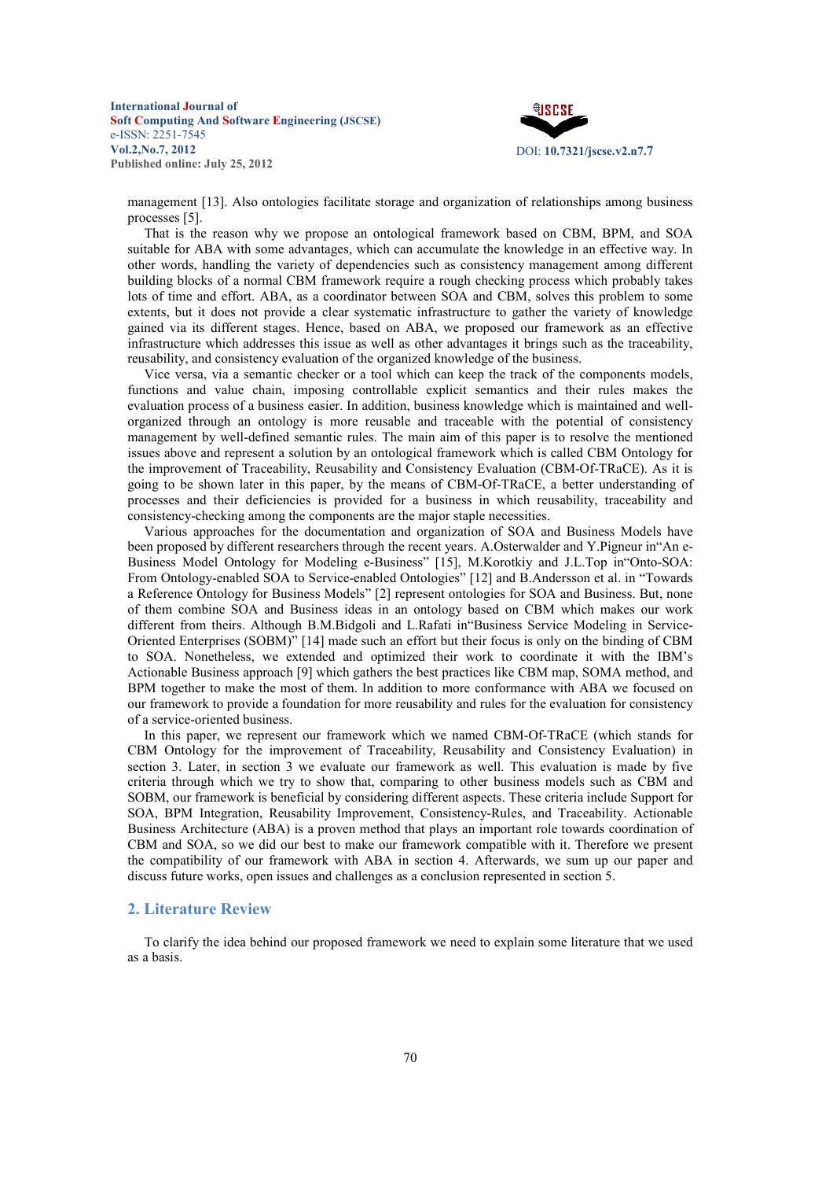management [13]. Also ontologies facilitate storage and organization of relationships among business processes [5].

That is the reason why we propose an ontological framework based on CBM, BPM, and SOA suitable for ABA with some advantages, which can accumulate the knowledge in an effective way. In other words, handling the variety of dependencies such as consistency management among different building blocks of a normal CBM framework require a rough checking process which probably takes lots of time and effort. ABA, as a coordinator between SOA and CBM, solves this problem to some extents, but it does not provide a clear systematic infrastructure to gather the variety of knowledge gained via its different stages. Hence, based on ABA, we proposed our framework as an effective infrastructure which addresses this issue as well as other advantages it brings such as the traceability, reusability, and consistency evaluation of the organized knowledge of the business.

Vice versa, via a semantic checker or a tool which can keep the track of the components models, functions and value chain, imposing controllable explicit semantics and their rules makes the evaluation process of a business easier. In addition, business knowledge which is maintained and well-organized through an ontology is more reusable and traceable with the potential of consistency management by well-defined semantic rules. The main aim of this paper is to resolve the mentioned issues above and represent a solution by an ontological framework which is called CBM Ontology for the improvement of Traceability, Reusability and Consistency Evaluation (CBM-Of-TRaCE). As it is going to be shown later in this paper, by the means of CBM-Of-TRaCE, a better understanding of processes and their deficiencies is provided for a business in which reusability, traceability and consistency-checking among the components are the major staple necessities.

Various approaches for the documentation and organization of SOA and Business Models have been proposed by different researchers through the recent years. A.Osterwalder and Y.Pigneur in"An e-Business Model Ontology for Modeling e-Business" [15], M.Korotkiy and J.L.Top in"Onto-SOA: From Ontology-enabled SOA to Service-enabled Ontologies" [12] and B.Andersson et al. in "Towards a Reference Ontology for Business Models" [2] represent ontologies for SOA and Business. But, none of them combine SOA and Business ideas in an ontology based on CBM which makes our work different from theirs. Although B.M.Bidgoli and L.Rafati in"Business Service Modeling in Service-Oriented Enterprises (SOBM)" [14] made such an effort but their focus is only on the binding of CBM to SOA. Nonetheless, we extended and optimized their work to coordinate it with the IBM's Actionable Business approach [9] which gathers the best practices like CBM map, SOMA method, and BPM together to make the most of them. In addition to more conformance with ABA we focused on our framework to provide a foundation for more reusability and rules for the evaluation for consistency of a service-oriented business.

In this paper, we represent our framework which we named CBM-Of-TRaCE (which stands for CBM Ontology for the improvement of Traceability, Reusability and Consistency Evaluation) in section 3. Later, in section 3 we evaluate our framework as well. This evaluation is made by five criteria through which we try to show that, comparing to other business models such as CBM and SOBM, our framework is beneficial by considering different aspects. These criteria include Support for SOA, BPM Integration, Reusability Improvement, Consistency-Rules, and Traceability. Actionable Business Architecture (ABA) is a proven method that plays an important role towards coordination of CBM and SOA, so we did our best to make our framework compatible with it. Therefore we present the compatibility of our framework with ABA in section 4. Afterwards, we sum up our paper and discuss future works, open issues and challenges as a conclusion represented in section 5.

## 2. Literature Review

To clarify the idea behind our proposed framework we need to explain some literature that we used as a basis.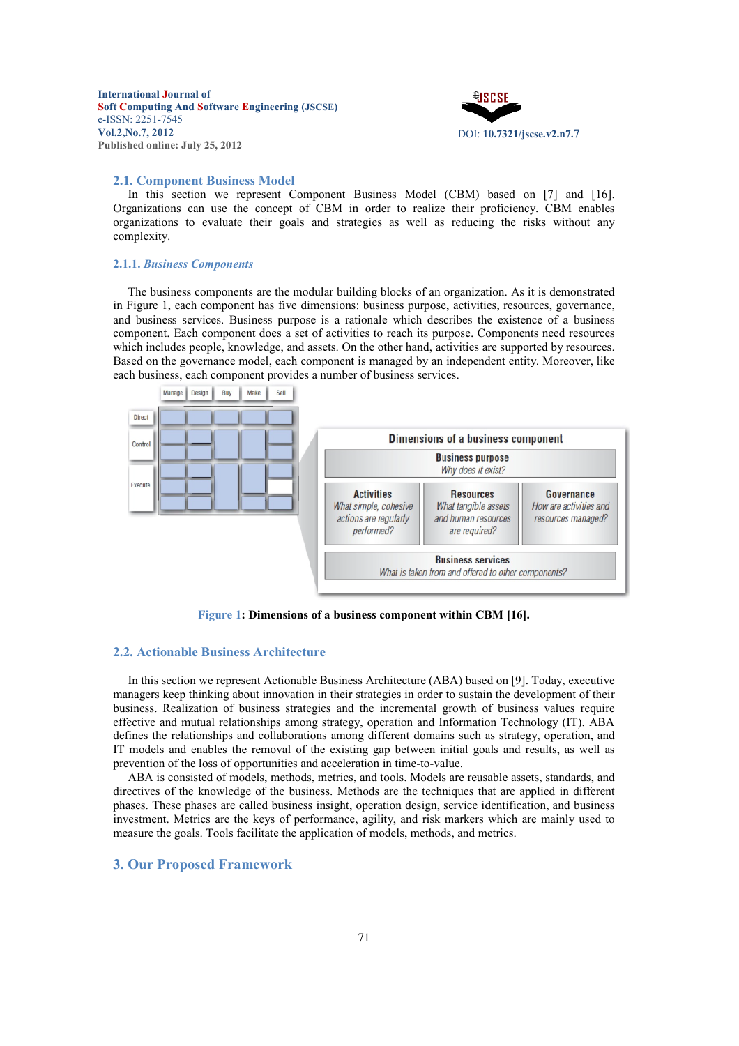## 2.1. Component Business Model

In this section we represent Component Business Model (CBM) based on [7] and [16]. Organizations can use the concept of CBM in order to realize their proficiency. CBM enables organizations to evaluate their goals and strategies as well as reducing the risks without any complexity.

### 2.1.1. *Business Components*

The business components are the modular building blocks of an organization. As it is demonstrated in Figure 1, each component has five dimensions: business purpose, activities, resources, governance, and business services. Business purpose is a rationale which describes the existence of a business component. Each component does a set of activities to reach its purpose. Components need resources which includes people, knowledge, and assets. On the other hand, activities are supported by resources. Based on the governance model, each component is managed by an independent entity. Moreover, like each business, each component provides a number of business services.

Manage
Design
Buy
Make
Sell
Direct
Control
Execute

Dimensions of a business component
Business purpose
*Why does it exist?*
Activities
*What simple, cohesive actions are regularly performed?*
Resources
*What tangible assets and human resources are required?*
Governance
*How are activities and resources managed?*
Business services
*What is taken from and offered to other components?*

**Figure 1: Dimensions of a business component within CBM [16].**

## 2.2. Actionable Business Architecture

In this section we represent Actionable Business Architecture (ABA) based on [9]. Today, executive managers keep thinking about innovation in their strategies in order to sustain the development of their business. Realization of business strategies and the incremental growth of business values require effective and mutual relationships among strategy, operation and Information Technology (IT). ABA defines the relationships and collaborations among different domains such as strategy, operation, and IT models and enables the removal of the existing gap between initial goals and results, as well as prevention of the loss of opportunities and acceleration in time-to-value.

ABA is consisted of models, methods, metrics, and tools. Models are reusable assets, standards, and directives of the knowledge of the business. Methods are the techniques that are applied in different phases. These phases are called business insight, operation design, service identification, and business investment. Metrics are the keys of performance, agility, and risk markers which are mainly used to measure the goals. Tools facilitate the application of models, methods, and metrics.

# 3. Our Proposed Framework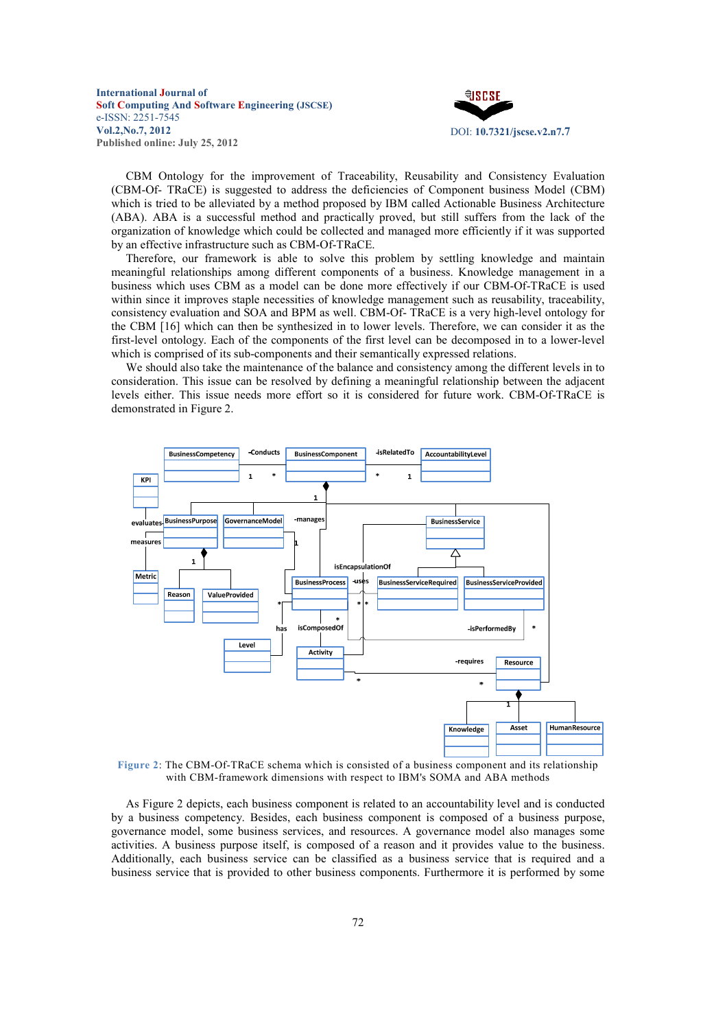CBM Ontology for the improvement of Traceability, Reusability and Consistency Evaluation (CBM-Of- TRaCE) is suggested to address the deficiencies of Component business Model (CBM) which is tried to be alleviated by a method proposed by IBM called Actionable Business Architecture (ABA). ABA is a successful method and practically proved, but still suffers from the lack of the organization of knowledge which could be collected and managed more efficiently if it was supported by an effective infrastructure such as CBM-Of-TRaCE.

Therefore, our framework is able to solve this problem by settling knowledge and maintain meaningful relationships among different components of a business. Knowledge management in a business which uses CBM as a model can be done more effectively if our CBM-Of-TRaCE is used within since it improves staple necessities of knowledge management such as reusability, traceability, consistency evaluation and SOA and BPM as well. CBM-Of- TRaCE is a very high-level ontology for the CBM [16] which can then be synthesized in to lower levels. Therefore, we can consider it as the first-level ontology. Each of the components of the first level can be decomposed in to a lower-level which is comprised of its sub-components and their semantically expressed relations.

We should also take the maintenance of the balance and consistency among the different levels in to consideration. This issue can be resolved by defining a meaningful relationship between the adjacent levels either. This issue needs more effort so it is considered for future work. CBM-Of-TRaCE is demonstrated in Figure 2.

Figure 2: The CBM-Of-TRaCE schema which is consisted of a business component and its relationship with CBM-framework dimensions with respect to IBM's SOMA and ABA methods

As Figure 2 depicts, each business component is related to an accountability level and is conducted by a business competency. Besides, each business component is composed of a business purpose, governance model, some business services, and resources. A governance model also manages some activities. A business purpose itself, is composed of a reason and it provides value to the business. Additionally, each business service can be classified as a business service that is required and a business service that is provided to other business components. Furthermore it is performed by some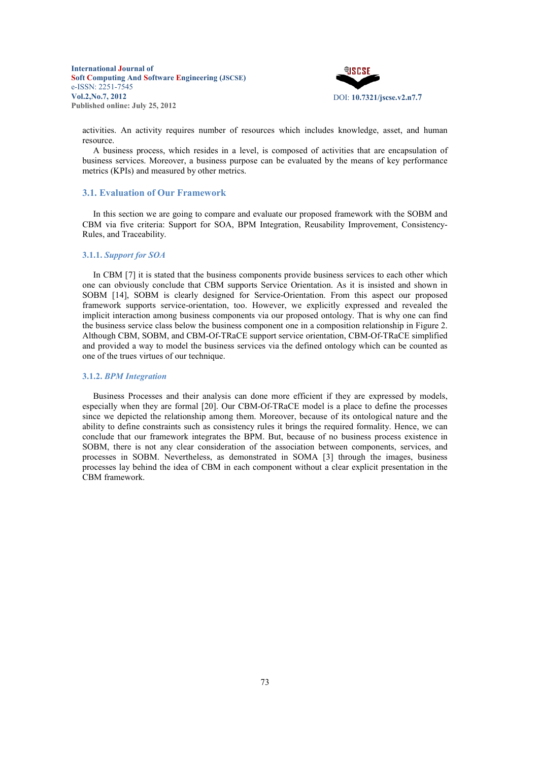activities. An activity requires number of resources which includes knowledge, asset, and human resource.

A business process, which resides in a level, is composed of activities that are encapsulation of business services. Moreover, a business purpose can be evaluated by the means of key performance metrics (KPIs) and measured by other metrics.

## 3.1. Evaluation of Our Framework

In this section we are going to compare and evaluate our proposed framework with the SOBM and CBM via five criteria: Support for SOA, BPM Integration, Reusability Improvement, Consistency-Rules, and Traceability.

### 3.1.1. *Support for SOA*

In CBM [7] it is stated that the business components provide business services to each other which one can obviously conclude that CBM supports Service Orientation. As it is insisted and shown in SOBM [14], SOBM is clearly designed for Service-Orientation. From this aspect our proposed framework supports service-orientation, too. However, we explicitly expressed and revealed the implicit interaction among business components via our proposed ontology. That is why one can find the business service class below the business component one in a composition relationship in Figure 2. Although CBM, SOBM, and CBM-Of-TRaCE support service orientation, CBM-Of-TRaCE simplified and provided a way to model the business services via the defined ontology which can be counted as one of the trues virtues of our technique.

### 3.1.2. *BPM Integration*

Business Processes and their analysis can done more efficient if they are expressed by models, especially when they are formal [20]. Our CBM-Of-TRaCE model is a place to define the processes since we depicted the relationship among them. Moreover, because of its ontological nature and the ability to define constraints such as consistency rules it brings the required formality. Hence, we can conclude that our framework integrates the BPM. But, because of no business process existence in SOBM, there is not any clear consideration of the association between components, services, and processes in SOBM. Nevertheless, as demonstrated in SOMA [3] through the images, business processes lay behind the idea of CBM in each component without a clear explicit presentation in the CBM framework.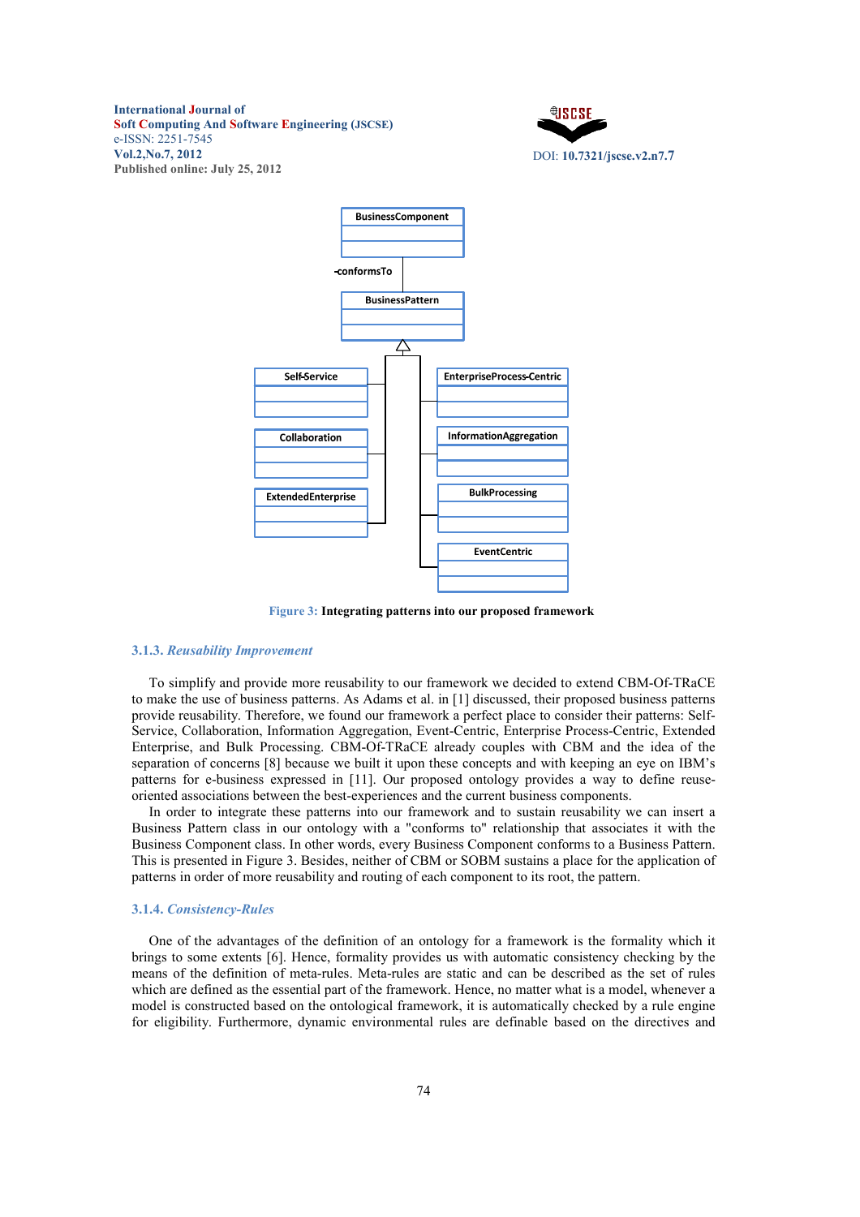BusinessComponent

-conformsTo

BusinessPattern

Self-Service

Collaboration

ExtendedEnterprise

EnterpriseProcess-Centric

InformationAggregation

BulkProcessing

EventCentric

Figure 3: **Integrating patterns into our proposed framework**

### 3.1.3. *Reusability Improvement*

To simplify and provide more reusability to our framework we decided to extend CBM-Of-TRaCE to make the use of business patterns. As Adams et al. in [1] discussed, their proposed business patterns provide reusability. Therefore, we found our framework a perfect place to consider their patterns: Self-Service, Collaboration, Information Aggregation, Event-Centric, Enterprise Process-Centric, Extended Enterprise, and Bulk Processing. CBM-Of-TRaCE already couples with CBM and the idea of the separation of concerns [8] because we built it upon these concepts and with keeping an eye on IBM's patterns for e-business expressed in [11]. Our proposed ontology provides a way to define reuse-oriented associations between the best-experiences and the current business components.

In order to integrate these patterns into our framework and to sustain reusability we can insert a Business Pattern class in our ontology with a "conforms to" relationship that associates it with the Business Component class. In other words, every Business Component conforms to a Business Pattern. This is presented in Figure 3. Besides, neither of CBM or SOBM sustains a place for the application of patterns in order of more reusability and routing of each component to its root, the pattern.

### 3.1.4. *Consistency-Rules*

One of the advantages of the definition of an ontology for a framework is the formality which it brings to some extents [6]. Hence, formality provides us with automatic consistency checking by the means of the definition of meta-rules. Meta-rules are static and can be described as the set of rules which are defined as the essential part of the framework. Hence, no matter what is a model, whenever a model is constructed based on the ontological framework, it is automatically checked by a rule engine for eligibility. Furthermore, dynamic environmental rules are definable based on the directives and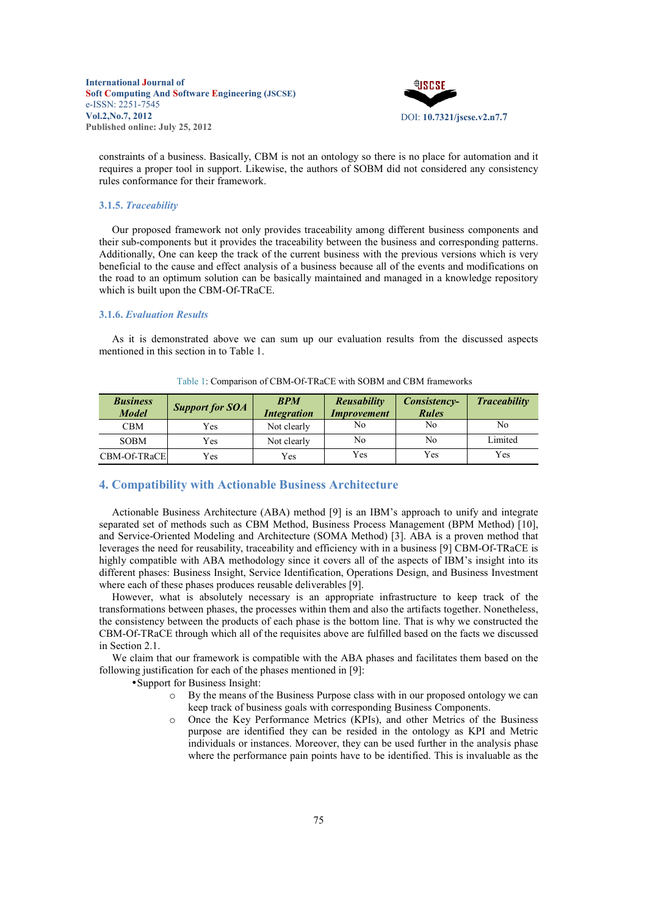constraints of a business. Basically, CBM is not an ontology so there is no place for automation and it requires a proper tool in support. Likewise, the authors of SOBM did not considered any consistency rules conformance for their framework.

### 3.1.5. *Traceability*

Our proposed framework not only provides traceability among different business components and their sub-components but it provides the traceability between the business and corresponding patterns. Additionally, One can keep the track of the current business with the previous versions which is very beneficial to the cause and effect analysis of a business because all of the events and modifications on the road to an optimum solution can be basically maintained and managed in a knowledge repository which is built upon the CBM-Of-TRaCE.

### 3.1.6. *Evaluation Results*

As it is demonstrated above we can sum up our evaluation results from the discussed aspects mentioned in this section in to Table 1.

Table 1: Comparison of CBM-Of-TRaCE with SOBM and CBM frameworks

| ***Business Model*** | ***Support for SOA*** | ***BPM Integration*** | ***Reusability Improvement*** | ***Consistency-Rules*** | ***Traceability*** |
|---|---|---|---|---|---|
| CBM | Yes | Not clearly | No | No | No |
| SOBM | Yes | Not clearly | No | No | Limited |
| CBM-Of-TRaCE | Yes | Yes | Yes | Yes | Yes |

## 4. Compatibility with Actionable Business Architecture

Actionable Business Architecture (ABA) method [9] is an IBM's approach to unify and integrate separated set of methods such as CBM Method, Business Process Management (BPM Method) [10], and Service-Oriented Modeling and Architecture (SOMA Method) [3]. ABA is a proven method that leverages the need for reusability, traceability and efficiency with in a business [9] CBM-Of-TRaCE is highly compatible with ABA methodology since it covers all of the aspects of IBM's insight into its different phases: Business Insight, Service Identification, Operations Design, and Business Investment where each of these phases produces reusable deliverables [9].

However, what is absolutely necessary is an appropriate infrastructure to keep track of the transformations between phases, the processes within them and also the artifacts together. Nonetheless, the consistency between the products of each phase is the bottom line. That is why we constructed the CBM-Of-TRaCE through which all of the requisites above are fulfilled based on the facts we discussed in Section 2.1.

We claim that our framework is compatible with the ABA phases and facilitates them based on the following justification for each of the phases mentioned in [9]:

- Support for Business Insight:
  - By the means of the Business Purpose class with in our proposed ontology we can keep track of business goals with corresponding Business Components.
  - Once the Key Performance Metrics (KPIs), and other Metrics of the Business purpose are identified they can be resided in the ontology as KPI and Metric individuals or instances. Moreover, they can be used further in the analysis phase where the performance pain points have to be identified. This is invaluable as the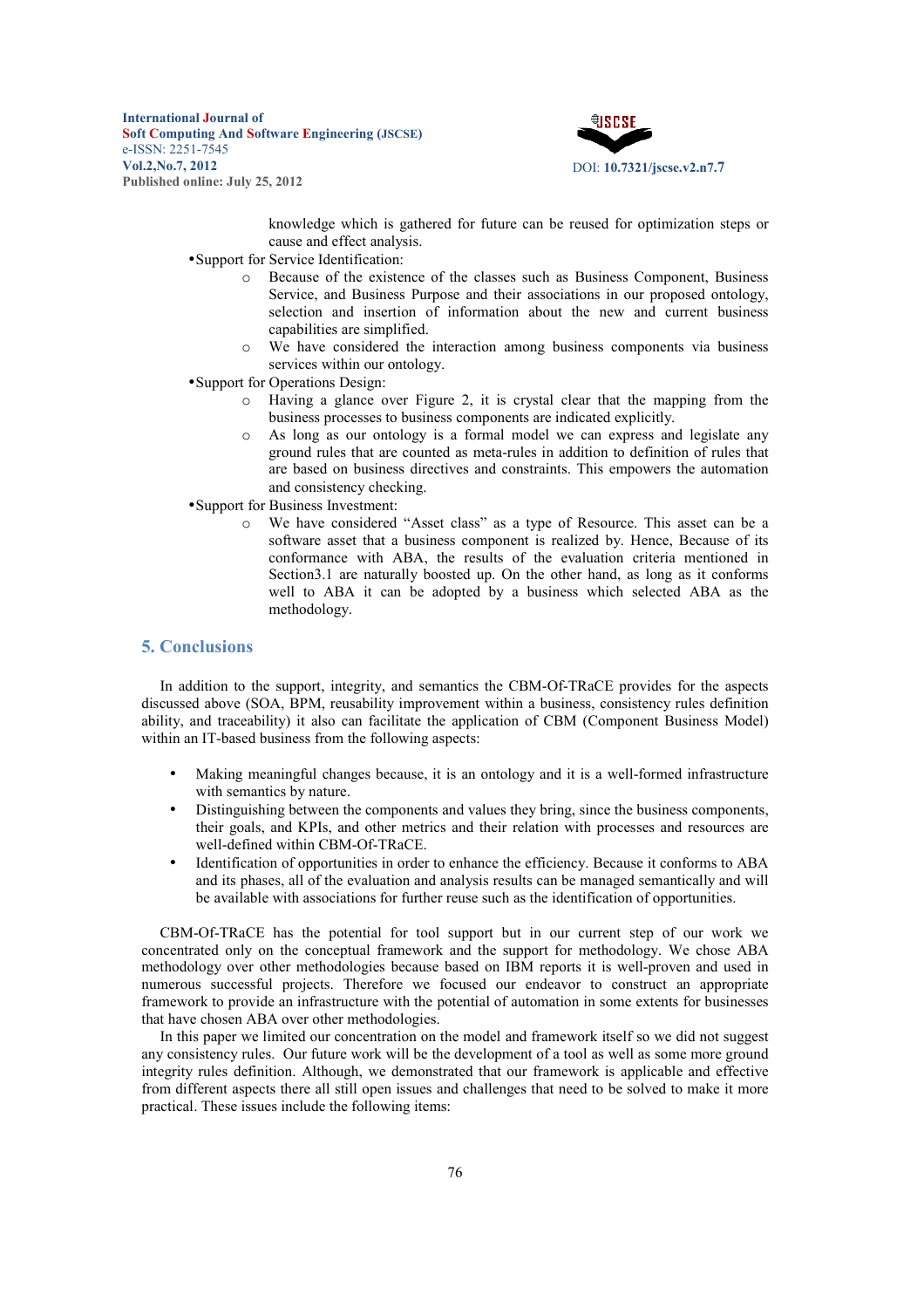knowledge which is gathered for future can be reused for optimization steps or cause and effect analysis.

- Support for Service Identification:
    - Because of the existence of the classes such as Business Component, Business Service, and Business Purpose and their associations in our proposed ontology, selection and insertion of information about the new and current business capabilities are simplified.
    - We have considered the interaction among business components via business services within our ontology.
- Support for Operations Design:
    - Having a glance over Figure 2, it is crystal clear that the mapping from the business processes to business components are indicated explicitly.
    - As long as our ontology is a formal model we can express and legislate any ground rules that are counted as meta-rules in addition to definition of rules that are based on business directives and constraints. This empowers the automation and consistency checking.
- Support for Business Investment:
    - We have considered "Asset class" as a type of Resource. This asset can be a software asset that a business component is realized by. Hence, Because of its conformance with ABA, the results of the evaluation criteria mentioned in Section3.1 are naturally boosted up. On the other hand, as long as it conforms well to ABA it can be adopted by a business which selected ABA as the methodology.

## 5. Conclusions

In addition to the support, integrity, and semantics the CBM-Of-TRaCE provides for the aspects discussed above (SOA, BPM, reusability improvement within a business, consistency rules definition ability, and traceability) it also can facilitate the application of CBM (Component Business Model) within an IT-based business from the following aspects:

- Making meaningful changes because, it is an ontology and it is a well-formed infrastructure with semantics by nature.
- Distinguishing between the components and values they bring, since the business components, their goals, and KPIs, and other metrics and their relation with processes and resources are well-defined within CBM-Of-TRaCE.
- Identification of opportunities in order to enhance the efficiency. Because it conforms to ABA and its phases, all of the evaluation and analysis results can be managed semantically and will be available with associations for further reuse such as the identification of opportunities.

CBM-Of-TRaCE has the potential for tool support but in our current step of our work we concentrated only on the conceptual framework and the support for methodology. We chose ABA methodology over other methodologies because based on IBM reports it is well-proven and used in numerous successful projects. Therefore we focused our endeavor to construct an appropriate framework to provide an infrastructure with the potential of automation in some extents for businesses that have chosen ABA over other methodologies.

In this paper we limited our concentration on the model and framework itself so we did not suggest any consistency rules. Our future work will be the development of a tool as well as some more ground integrity rules definition. Although, we demonstrated that our framework is applicable and effective from different aspects there all still open issues and challenges that need to be solved to make it more practical. These issues include the following items: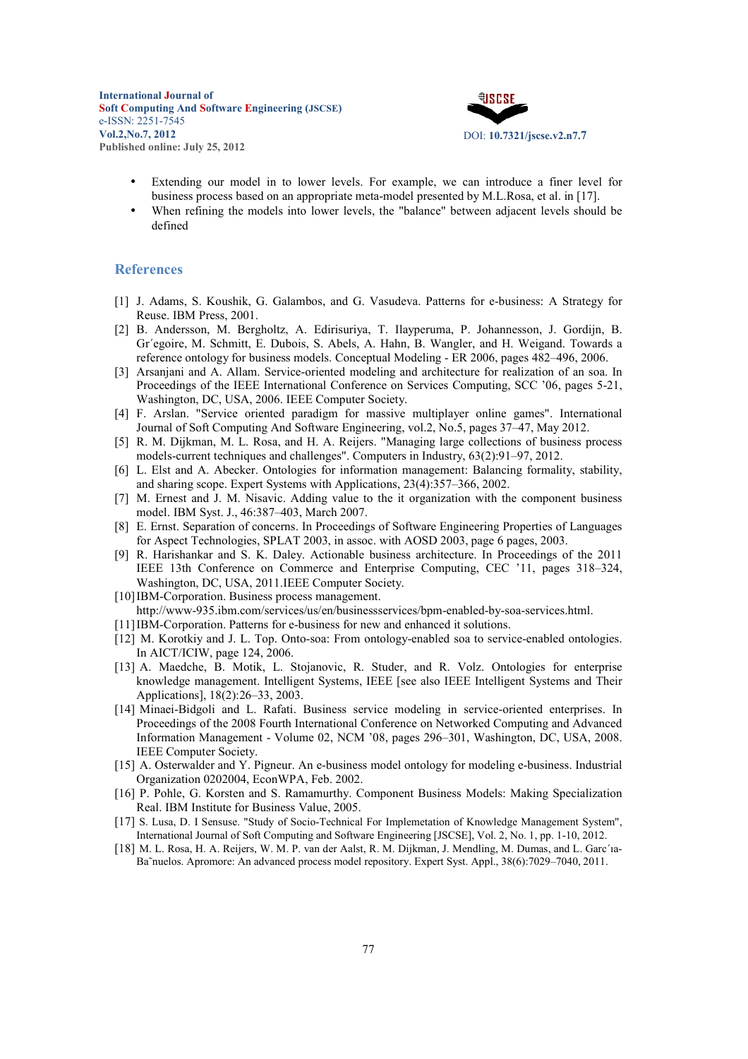- Extending our model in to lower levels. For example, we can introduce a finer level for business process based on an appropriate meta-model presented by M.L.Rosa, et al. in [17].
- When refining the models into lower levels, the "balance" between adjacent levels should be defined

## References

[1] J. Adams, S. Koushik, G. Galambos, and G. Vasudeva. Patterns for e-business: A Strategy for Reuse. IBM Press, 2001.

[2] B. Andersson, M. Bergholtz, A. Edirisuriya, T. Ilayperuma, P. Johannesson, J. Gordijn, B. Gr´egoire, M. Schmitt, E. Dubois, S. Abels, A. Hahn, B. Wangler, and H. Weigand. Towards a reference ontology for business models. Conceptual Modeling - ER 2006, pages 482–496, 2006.

[3] Arsanjani and A. Allam. Service-oriented modeling and architecture for realization of an soa. In Proceedings of the IEEE International Conference on Services Computing, SCC '06, pages 5-21, Washington, DC, USA, 2006. IEEE Computer Society.

[4] F. Arslan. "Service oriented paradigm for massive multiplayer online games". International Journal of Soft Computing And Software Engineering, vol.2, No.5, pages 37–47, May 2012.

[5] R. M. Dijkman, M. L. Rosa, and H. A. Reijers. "Managing large collections of business process models-current techniques and challenges". Computers in Industry, 63(2):91–97, 2012.

[6] L. Elst and A. Abecker. Ontologies for information management: Balancing formality, stability, and sharing scope. Expert Systems with Applications, 23(4):357–366, 2002.

[7] M. Ernest and J. M. Nisavic. Adding value to the it organization with the component business model. IBM Syst. J., 46:387–403, March 2007.

[8] E. Ernst. Separation of concerns. In Proceedings of Software Engineering Properties of Languages for Aspect Technologies, SPLAT 2003, in assoc. with AOSD 2003, page 6 pages, 2003.

[9] R. Harishankar and S. K. Daley. Actionable business architecture. In Proceedings of the 2011 IEEE 13th Conference on Commerce and Enterprise Computing, CEC '11, pages 318–324, Washington, DC, USA, 2011.IEEE Computer Society.

[10] IBM-Corporation. Business process management. http://www-935.ibm.com/services/us/en/businessservices/bpm-enabled-by-soa-services.html.

[11] IBM-Corporation. Patterns for e-business for new and enhanced it solutions.

[12] M. Korotkiy and J. L. Top. Onto-soa: From ontology-enabled soa to service-enabled ontologies. In AICT/ICIW, page 124, 2006.

[13] A. Maedche, B. Motik, L. Stojanovic, R. Studer, and R. Volz. Ontologies for enterprise knowledge management. Intelligent Systems, IEEE [see also IEEE Intelligent Systems and Their Applications], 18(2):26–33, 2003.

[14] Minaei-Bidgoli and L. Rafati. Business service modeling in service-oriented enterprises. In Proceedings of the 2008 Fourth International Conference on Networked Computing and Advanced Information Management - Volume 02, NCM '08, pages 296–301, Washington, DC, USA, 2008. IEEE Computer Society.

[15] A. Osterwalder and Y. Pigneur. An e-business model ontology for modeling e-business. Industrial Organization 0202004, EconWPA, Feb. 2002.

[16] P. Pohle, G. Korsten and S. Ramamurthy. Component Business Models: Making Specialization Real. IBM Institute for Business Value, 2005.

[17] S. Lusa, D. I Sensuse. "Study of Socio-Technical For Implemetation of Knowledge Management System", International Journal of Soft Computing and Software Engineering [JSCSE], Vol. 2, No. 1, pp. 1-10, 2012.

[18] M. L. Rosa, H. A. Reijers, W. M. P. van der Aalst, R. M. Dijkman, J. Mendling, M. Dumas, and L. Garc´ıa-Ba˜nuelos. Apromore: An advanced process model repository. Expert Syst. Appl., 38(6):7029–7040, 2011.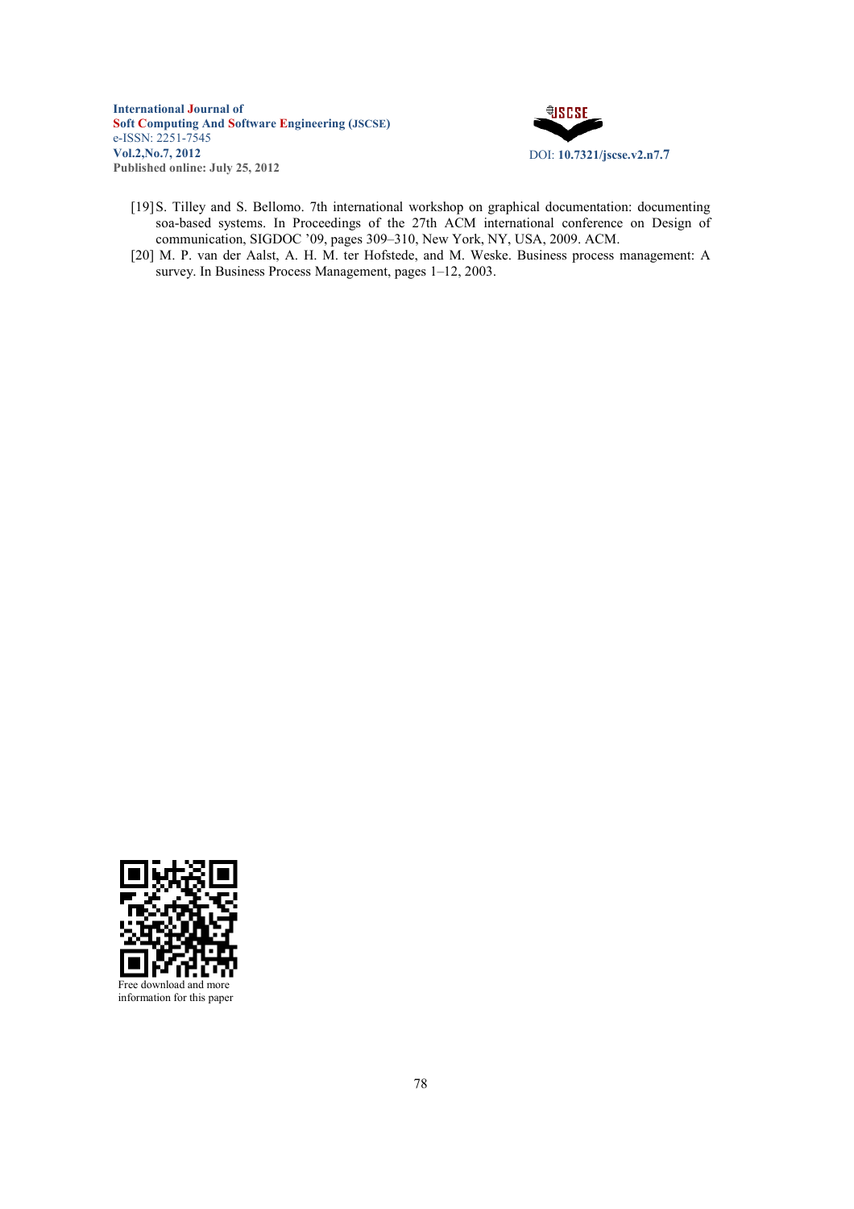[19] S. Tilley and S. Bellomo. 7th international workshop on graphical documentation: documenting soa-based systems. In Proceedings of the 27th ACM international conference on Design of communication, SIGDOC '09, pages 309–310, New York, NY, USA, 2009. ACM.

[20] M. P. van der Aalst, A. H. M. ter Hofstede, and M. Weske. Business process management: A survey. In Business Process Management, pages 1–12, 2003.

Free download and more information for this paper